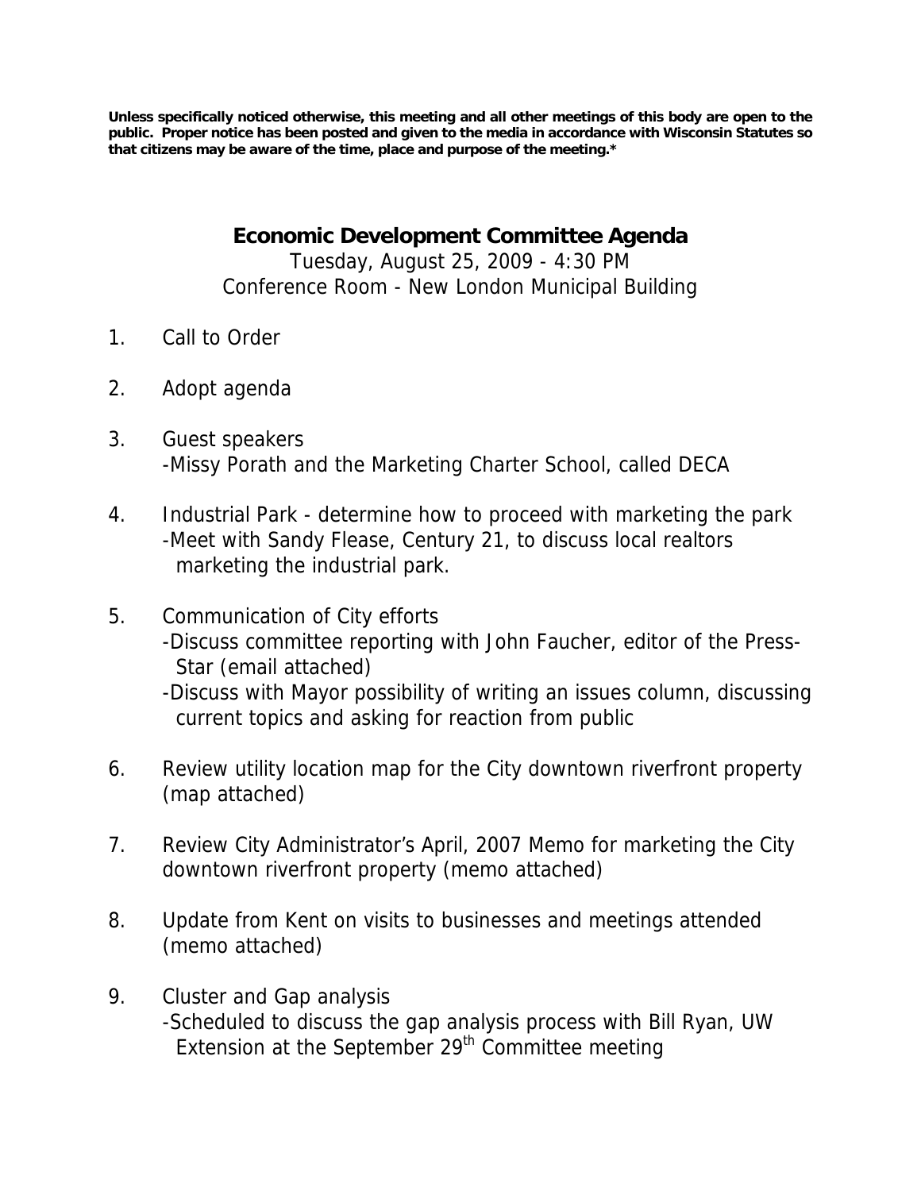**Unless specifically noticed otherwise, this meeting and all other meetings of this body are open to the public. Proper notice has been posted and given to the media in accordance with Wisconsin Statutes so that citizens may be aware of the time, place and purpose of the meeting.***

## Economic Development Committee Agenda

Tuesday, August 25, 2009 - 4:30 PM
Conference Room - New London Municipal Building

1. Call to Order

2. Adopt agenda

3. Guest speakers
   -Missy Porath and the Marketing Charter School, called DECA

4. Industrial Park - determine how to proceed with marketing the park
   -Meet with Sandy Flease, Century 21, to discuss local realtors marketing the industrial park.

5. Communication of City efforts
   -Discuss committee reporting with John Faucher, editor of the Press-Star (email attached)
   -Discuss with Mayor possibility of writing an issues column, discussing current topics and asking for reaction from public

6. Review utility location map for the City downtown riverfront property (map attached)

7. Review City Administrator's April, 2007 Memo for marketing the City downtown riverfront property (memo attached)

8. Update from Kent on visits to businesses and meetings attended (memo attached)

9. Cluster and Gap analysis
   -Scheduled to discuss the gap analysis process with Bill Ryan, UW Extension at the September 29th Committee meeting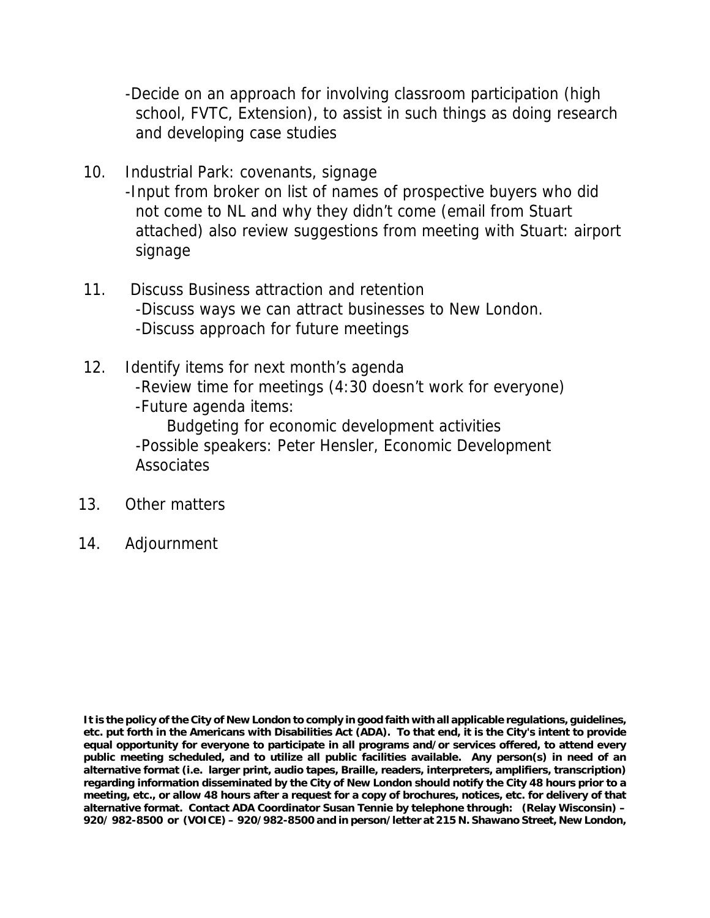-Decide on an approach for involving classroom participation (high school, FVTC, Extension), to assist in such things as doing research and developing case studies

10. Industrial Park: covenants, signage
    -Input from broker on list of names of prospective buyers who did not come to NL and why they didn't come (email from Stuart attached) also review suggestions from meeting with Stuart: airport signage

11. Discuss Business attraction and retention
    -Discuss ways we can attract businesses to New London.
    -Discuss approach for future meetings

12. Identify items for next month's agenda
    -Review time for meetings (4:30 doesn't work for everyone)
    -Future agenda items:
        Budgeting for economic development activities
    -Possible speakers: Peter Hensler, Economic Development Associates

13. Other matters

14. Adjournment

**It is the policy of the City of New London to comply in good faith with all applicable regulations, guidelines, etc. put forth in the Americans with Disabilities Act (ADA). To that end, it is the City's intent to provide equal opportunity for everyone to participate in all programs and/or services offered, to attend every public meeting scheduled, and to utilize all public facilities available. Any person(s) in need of an alternative format (i.e. larger print, audio tapes, Braille, readers, interpreters, amplifiers, transcription) regarding information disseminated by the City of New London should notify the City 48 hours prior to a meeting, etc., or allow 48 hours after a request for a copy of brochures, notices, etc. for delivery of that alternative format. Contact ADA Coordinator Susan Tennie by telephone through: (Relay Wisconsin) – 920/ 982-8500 or (VOICE) – 920/982-8500 and in person/letter at 215 N. Shawano Street, New London,**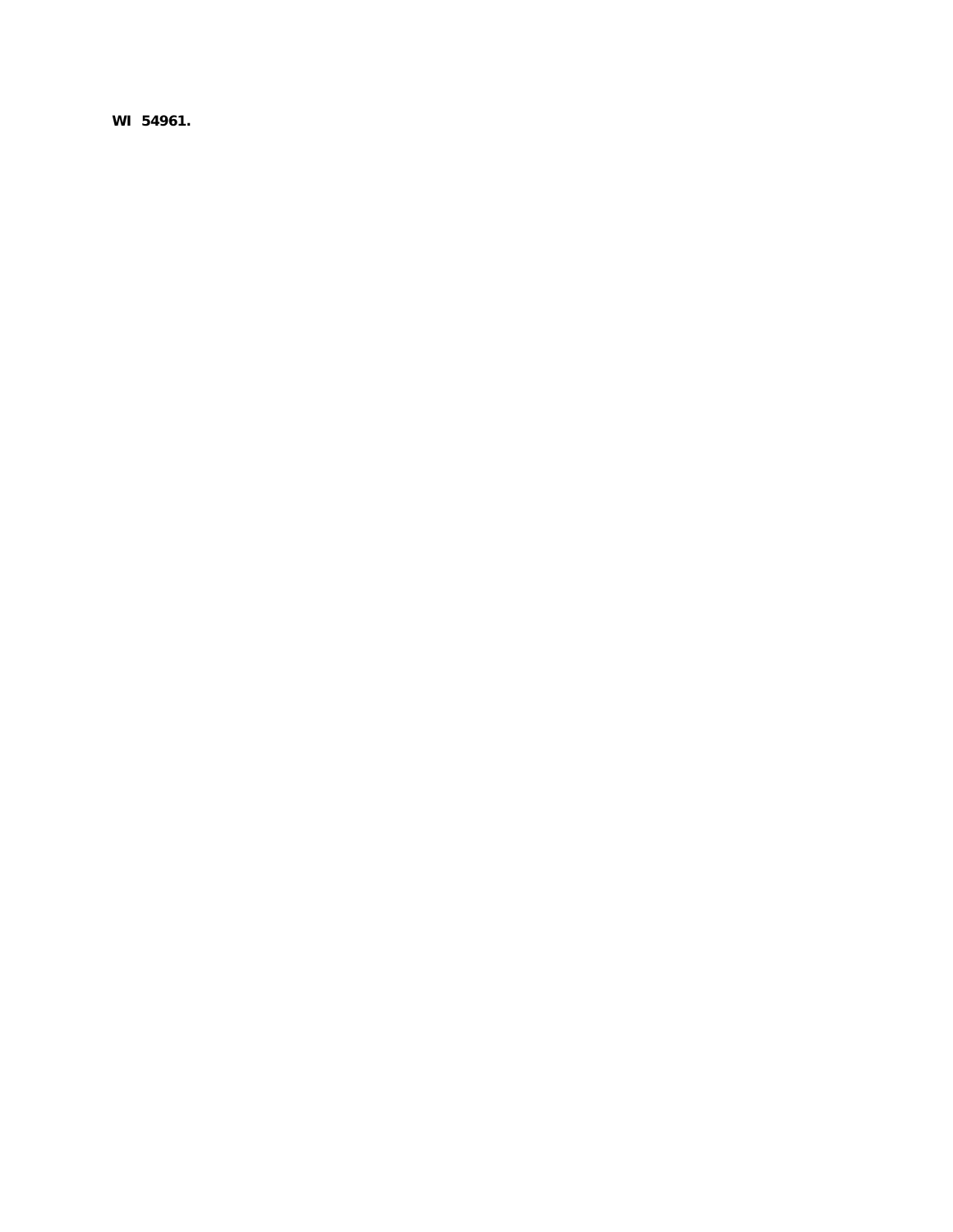**WI 54961.**